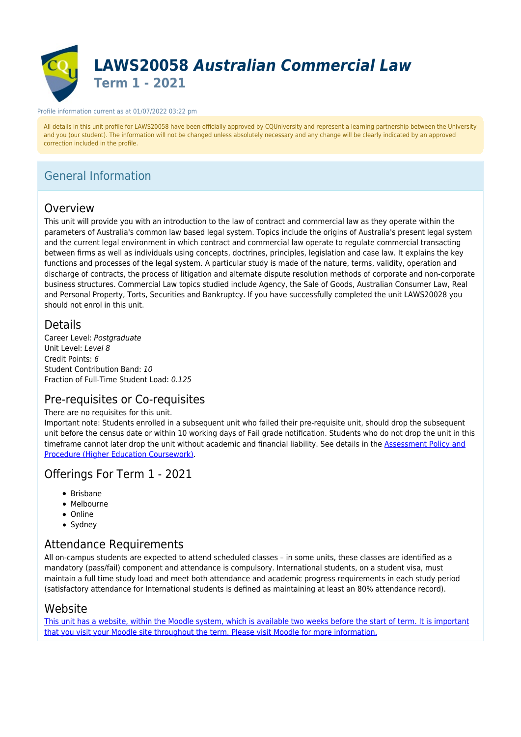# LAWS20058 *Australian Commercial Law*

## Term 1 - 2021

Profile information current as at 01/07/2022 03:22 pm

All details in this unit profile for LAWS20058 have been officially approved by CQUniversity and represent a learning partnership between the University and you (our student). The information will not be changed unless absolutely necessary and any change will be clearly indicated by an approved correction included in the profile.

## General Information

### Overview

This unit will provide you with an introduction to the law of contract and commercial law as they operate within the parameters of Australia's common law based legal system. Topics include the origins of Australia's present legal system and the current legal environment in which contract and commercial law operate to regulate commercial transacting between firms as well as individuals using concepts, doctrines, principles, legislation and case law. It explains the key functions and processes of the legal system. A particular study is made of the nature, terms, validity, operation and discharge of contracts, the process of litigation and alternate dispute resolution methods of corporate and non-corporate business structures. Commercial Law topics studied include Agency, the Sale of Goods, Australian Consumer Law, Real and Personal Property, Torts, Securities and Bankruptcy. If you have successfully completed the unit LAWS20028 you should not enrol in this unit.

### Details

Career Level: *Postgraduate*
Unit Level: *Level 8*
Credit Points: *6*
Student Contribution Band: *10*
Fraction of Full-Time Student Load: *0.125*

### Pre-requisites or Co-requisites

There are no requisites for this unit.
Important note: Students enrolled in a subsequent unit who failed their pre-requisite unit, should drop the subsequent unit before the census date or within 10 working days of Fail grade notification. Students who do not drop the unit in this timeframe cannot later drop the unit without academic and financial liability. See details in the [Assessment Policy and Procedure (Higher Education Coursework)].

### Offerings For Term 1 - 2021

- Brisbane
- Melbourne
- Online
- Sydney

### Attendance Requirements

All on-campus students are expected to attend scheduled classes – in some units, these classes are identified as a mandatory (pass/fail) component and attendance is compulsory. International students, on a student visa, must maintain a full time study load and meet both attendance and academic progress requirements in each study period (satisfactory attendance for International students is defined as maintaining at least an 80% attendance record).

### Website

[This unit has a website, within the Moodle system, which is available two weeks before the start of term. It is important that you visit your Moodle site throughout the term. Please visit Moodle for more information.]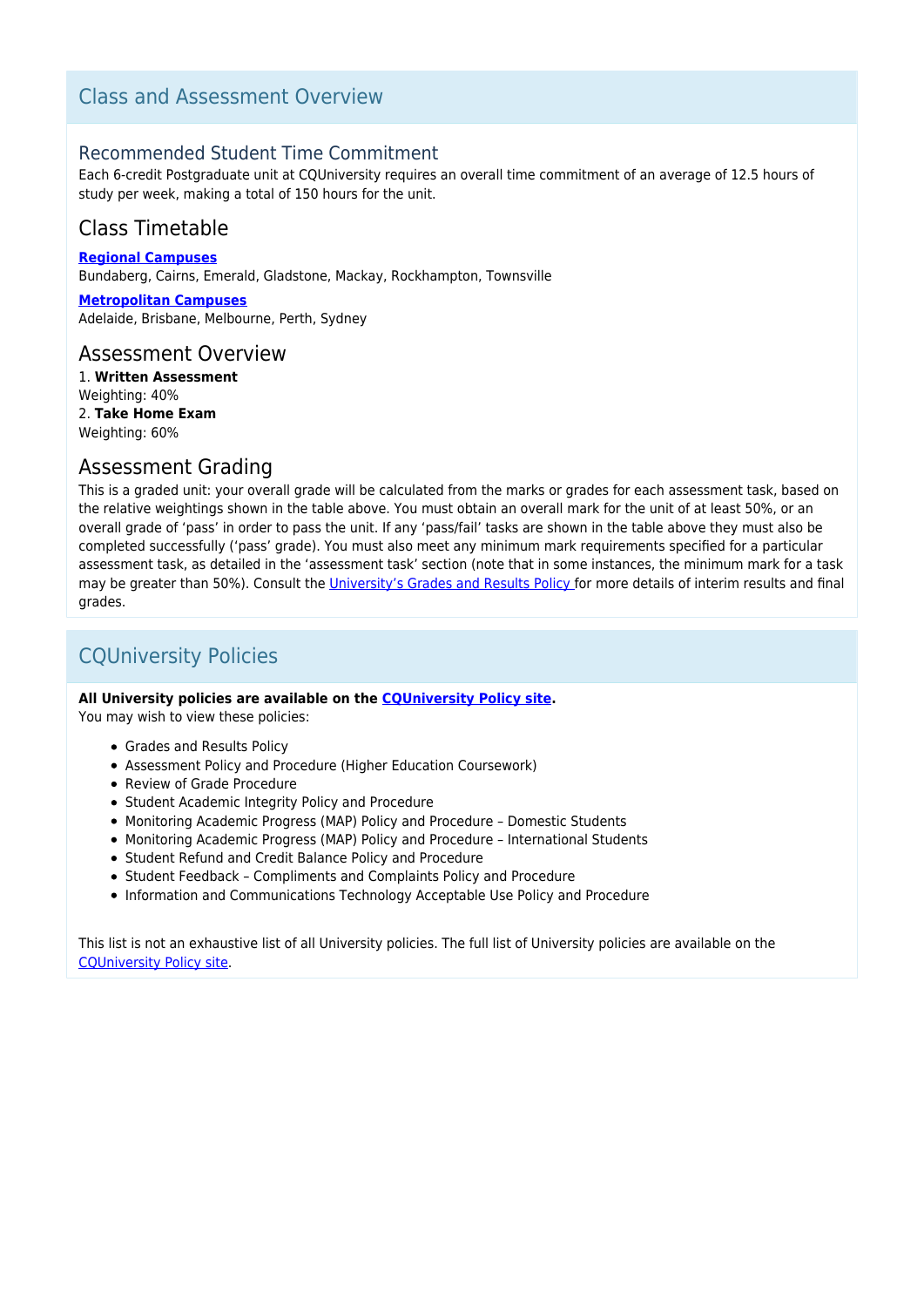## Class and Assessment Overview

### Recommended Student Time Commitment

Each 6-credit Postgraduate unit at CQUniversity requires an overall time commitment of an average of 12.5 hours of study per week, making a total of 150 hours for the unit.

### Class Timetable

**Regional Campuses**
Bundaberg, Cairns, Emerald, Gladstone, Mackay, Rockhampton, Townsville

**Metropolitan Campuses**
Adelaide, Brisbane, Melbourne, Perth, Sydney

### Assessment Overview

1. **Written Assessment**
Weighting: 40%
2. **Take Home Exam**
Weighting: 60%

### Assessment Grading

This is a graded unit: your overall grade will be calculated from the marks or grades for each assessment task, based on the relative weightings shown in the table above. You must obtain an overall mark for the unit of at least 50%, or an overall grade of 'pass' in order to pass the unit. If any 'pass/fail' tasks are shown in the table above they must also be completed successfully ('pass' grade). You must also meet any minimum mark requirements specified for a particular assessment task, as detailed in the 'assessment task' section (note that in some instances, the minimum mark for a task may be greater than 50%). Consult the University's Grades and Results Policy for more details of interim results and final grades.

## CQUniversity Policies

**All University policies are available on the CQUniversity Policy site.**
You may wish to view these policies:

- Grades and Results Policy
- Assessment Policy and Procedure (Higher Education Coursework)
- Review of Grade Procedure
- Student Academic Integrity Policy and Procedure
- Monitoring Academic Progress (MAP) Policy and Procedure – Domestic Students
- Monitoring Academic Progress (MAP) Policy and Procedure – International Students
- Student Refund and Credit Balance Policy and Procedure
- Student Feedback – Compliments and Complaints Policy and Procedure
- Information and Communications Technology Acceptable Use Policy and Procedure

This list is not an exhaustive list of all University policies. The full list of University policies are available on the CQUniversity Policy site.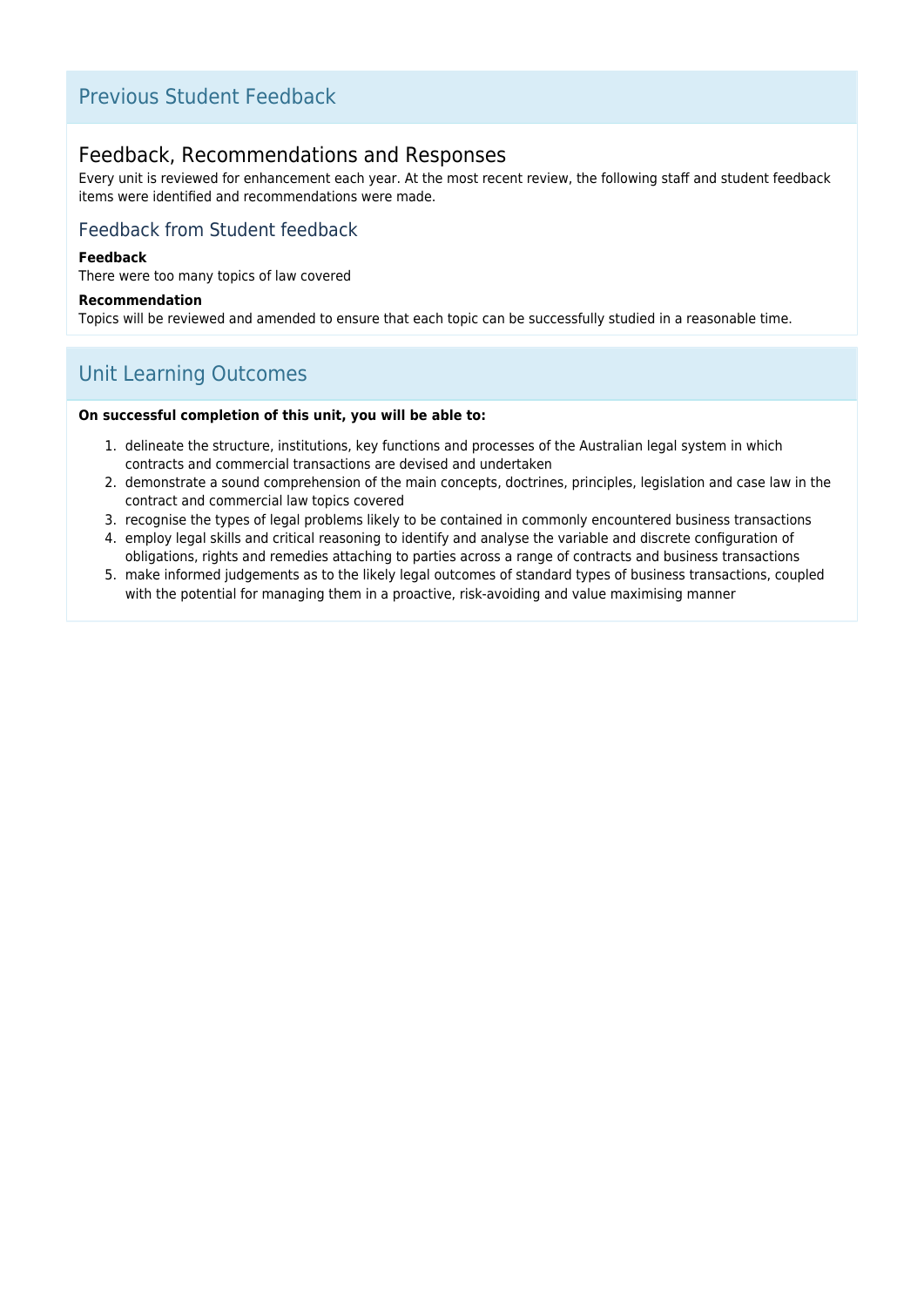## Previous Student Feedback

### Feedback, Recommendations and Responses

Every unit is reviewed for enhancement each year. At the most recent review, the following staff and student feedback items were identified and recommendations were made.

#### Feedback from Student feedback

**Feedback**

There were too many topics of law covered

**Recommendation**

Topics will be reviewed and amended to ensure that each topic can be successfully studied in a reasonable time.

## Unit Learning Outcomes

**On successful completion of this unit, you will be able to:**

1. delineate the structure, institutions, key functions and processes of the Australian legal system in which contracts and commercial transactions are devised and undertaken
2. demonstrate a sound comprehension of the main concepts, doctrines, principles, legislation and case law in the contract and commercial law topics covered
3. recognise the types of legal problems likely to be contained in commonly encountered business transactions
4. employ legal skills and critical reasoning to identify and analyse the variable and discrete configuration of obligations, rights and remedies attaching to parties across a range of contracts and business transactions
5. make informed judgements as to the likely legal outcomes of standard types of business transactions, coupled with the potential for managing them in a proactive, risk-avoiding and value maximising manner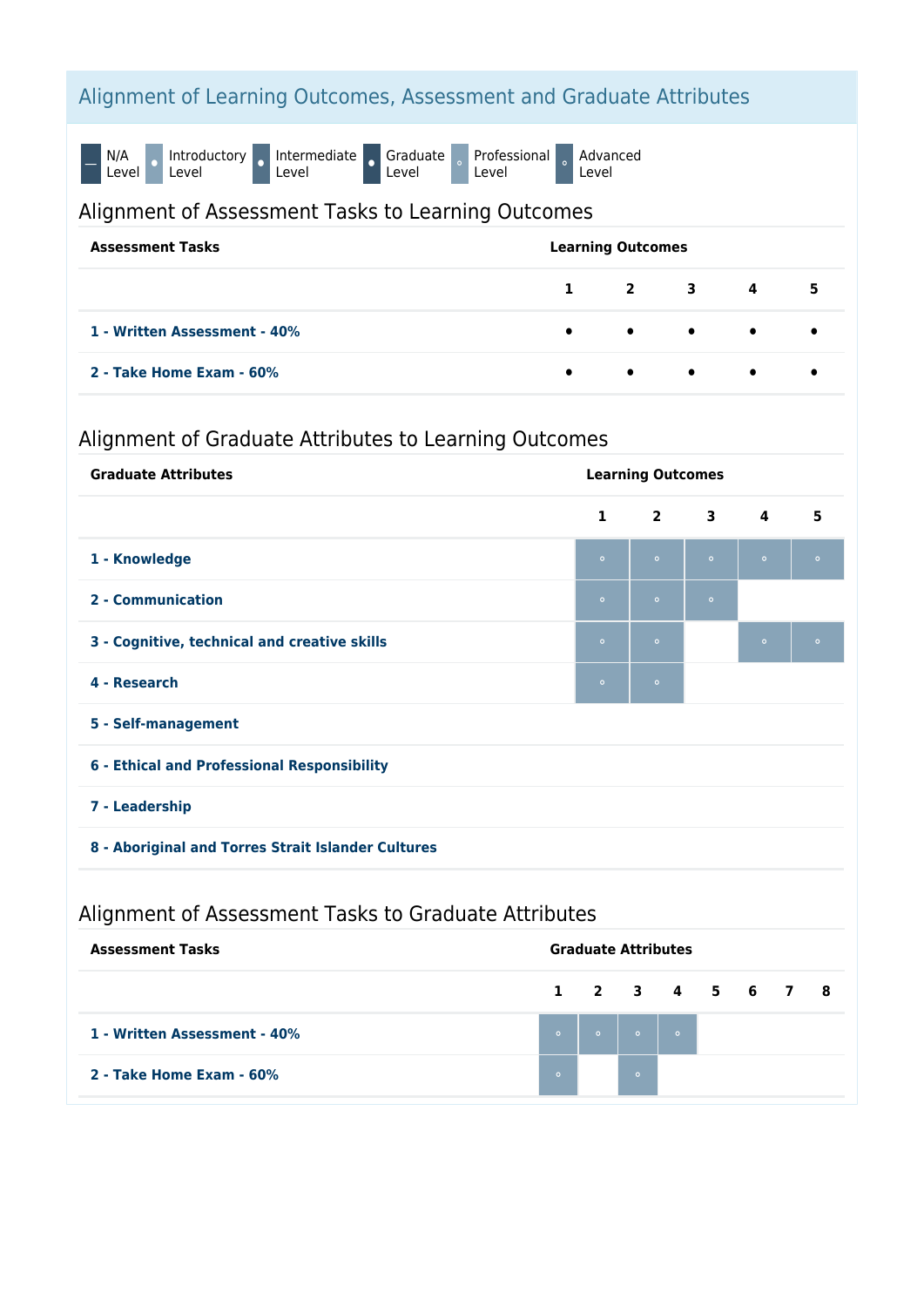## Alignment of Learning Outcomes, Assessment and Graduate Attributes

— N/A Level • Introductory Level • Intermediate Level • Graduate Level ◦ Professional Level ◦ Advanced Level

### Alignment of Assessment Tasks to Learning Outcomes

| Assessment Tasks | Learning Outcomes | | | | |
|---|---|---|---|---|---|
| | 1 | 2 | 3 | 4 | 5 |
| 1 - Written Assessment - 40% | • | • | • | • | • |
| 2 - Take Home Exam - 60% | • | • | • | • | • |

### Alignment of Graduate Attributes to Learning Outcomes

| Graduate Attributes | Learning Outcomes | | | | |
|---|---|---|---|---|---|
| | 1 | 2 | 3 | 4 | 5 |
| 1 - Knowledge | ◦ | ◦ | ◦ | ◦ | ◦ |
| 2 - Communication | ◦ | ◦ | ◦ | | |
| 3 - Cognitive, technical and creative skills | ◦ | ◦ | | ◦ | ◦ |
| 4 - Research | ◦ | ◦ | | | |
| 5 - Self-management | | | | | |
| 6 - Ethical and Professional Responsibility | | | | | |
| 7 - Leadership | | | | | |
| 8 - Aboriginal and Torres Strait Islander Cultures | | | | | |

### Alignment of Assessment Tasks to Graduate Attributes

| Assessment Tasks | Graduate Attributes | | | | | | | |
|---|---|---|---|---|---|---|---|---|
| | 1 | 2 | 3 | 4 | 5 | 6 | 7 | 8 |
| 1 - Written Assessment - 40% | ◦ | ◦ | ◦ | ◦ | | | | |
| 2 - Take Home Exam - 60% | ◦ | | ◦ | | | | | |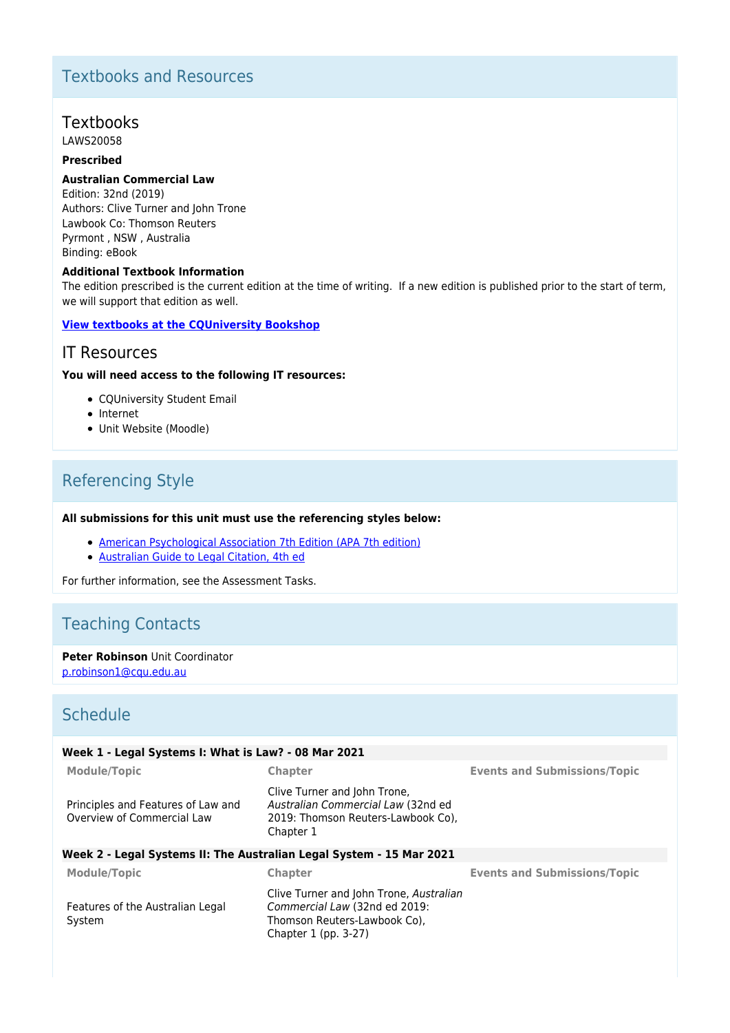## Textbooks and Resources

### Textbooks

LAWS20058

**Prescribed**

**Australian Commercial Law**

Edition: 32nd (2019)
Authors: Clive Turner and John Trone
Lawbook Co: Thomson Reuters
Pyrmont , NSW , Australia
Binding: eBook

**Additional Textbook Information**

The edition prescribed is the current edition at the time of writing. If a new edition is published prior to the start of term, we will support that edition as well.

**View textbooks at the CQUniversity Bookshop**

### IT Resources

**You will need access to the following IT resources:**

- CQUniversity Student Email
- Internet
- Unit Website (Moodle)

## Referencing Style

**All submissions for this unit must use the referencing styles below:**

- American Psychological Association 7th Edition (APA 7th edition)
- Australian Guide to Legal Citation, 4th ed

For further information, see the Assessment Tasks.

## Teaching Contacts

**Peter Robinson** Unit Coordinator
p.robinson1@cqu.edu.au

## Schedule

**Week 1 - Legal Systems I: What is Law? - 08 Mar 2021**

| Module/Topic | Chapter | Events and Submissions/Topic |
|---|---|---|
| Principles and Features of Law and Overview of Commercial Law | Clive Turner and John Trone, *Australian Commercial Law* (32nd ed 2019: Thomson Reuters-Lawbook Co), Chapter 1 | |

**Week 2 - Legal Systems II: The Australian Legal System - 15 Mar 2021**

| Module/Topic | Chapter | Events and Submissions/Topic |
|---|---|---|
| Features of the Australian Legal System | Clive Turner and John Trone, *Australian Commercial Law* (32nd ed 2019: Thomson Reuters-Lawbook Co), Chapter 1 (pp. 3-27) | |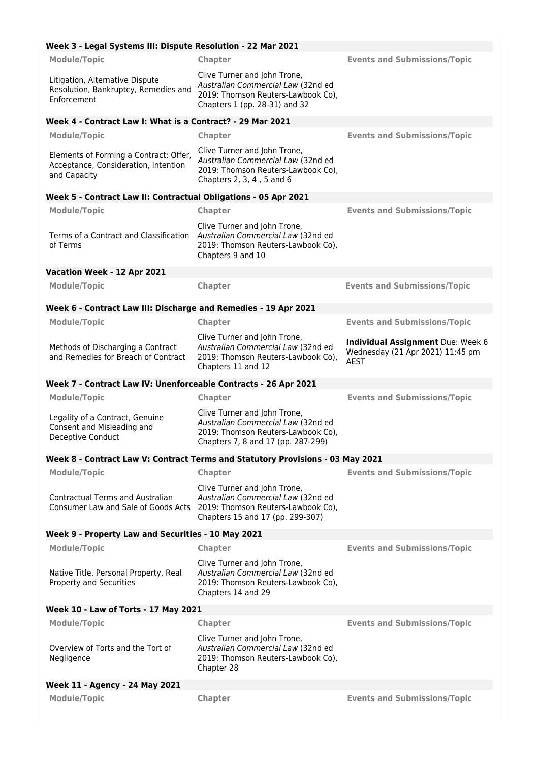### Week 3 - Legal Systems III: Dispute Resolution - 22 Mar 2021

| Module/Topic | Chapter | Events and Submissions/Topic |
|---|---|---|
| Litigation, Alternative Dispute Resolution, Bankruptcy, Remedies and Enforcement | Clive Turner and John Trone, *Australian Commercial Law* (32nd ed 2019: Thomson Reuters-Lawbook Co), Chapters 1 (pp. 28-31) and 32 | |

### Week 4 - Contract Law I: What is a Contract? - 29 Mar 2021

| Module/Topic | Chapter | Events and Submissions/Topic |
|---|---|---|
| Elements of Forming a Contract: Offer, Acceptance, Consideration, Intention and Capacity | Clive Turner and John Trone, *Australian Commercial Law* (32nd ed 2019: Thomson Reuters-Lawbook Co), Chapters 2, 3, 4 , 5 and 6 | |

### Week 5 - Contract Law II: Contractual Obligations - 05 Apr 2021

| Module/Topic | Chapter | Events and Submissions/Topic |
|---|---|---|
| Terms of a Contract and Classification of Terms | Clive Turner and John Trone, *Australian Commercial Law* (32nd ed 2019: Thomson Reuters-Lawbook Co), Chapters 9 and 10 | |

### Vacation Week - 12 Apr 2021

| Module/Topic | Chapter | Events and Submissions/Topic |
|---|---|---|

### Week 6 - Contract Law III: Discharge and Remedies - 19 Apr 2021

| Module/Topic | Chapter | Events and Submissions/Topic |
|---|---|---|
| Methods of Discharging a Contract and Remedies for Breach of Contract | Clive Turner and John Trone, *Australian Commercial Law* (32nd ed 2019: Thomson Reuters-Lawbook Co), Chapters 11 and 12 | **Individual Assignment** Due: Week 6 Wednesday (21 Apr 2021) 11:45 pm AEST |

### Week 7 - Contract Law IV: Unenforceable Contracts - 26 Apr 2021

| Module/Topic | Chapter | Events and Submissions/Topic |
|---|---|---|
| Legality of a Contract, Genuine Consent and Misleading and Deceptive Conduct | Clive Turner and John Trone, *Australian Commercial Law* (32nd ed 2019: Thomson Reuters-Lawbook Co), Chapters 7, 8 and 17 (pp. 287-299) | |

### Week 8 - Contract Law V: Contract Terms and Statutory Provisions - 03 May 2021

| Module/Topic | Chapter | Events and Submissions/Topic |
|---|---|---|
| Contractual Terms and Australian Consumer Law and Sale of Goods Acts | Clive Turner and John Trone, *Australian Commercial Law* (32nd ed 2019: Thomson Reuters-Lawbook Co), Chapters 15 and 17 (pp. 299-307) | |

### Week 9 - Property Law and Securities - 10 May 2021

| Module/Topic | Chapter | Events and Submissions/Topic |
|---|---|---|
| Native Title, Personal Property, Real Property and Securities | Clive Turner and John Trone, *Australian Commercial Law* (32nd ed 2019: Thomson Reuters-Lawbook Co), Chapters 14 and 29 | |

### Week 10 - Law of Torts - 17 May 2021

| Module/Topic | Chapter | Events and Submissions/Topic |
|---|---|---|
| Overview of Torts and the Tort of Negligence | Clive Turner and John Trone, *Australian Commercial Law* (32nd ed 2019: Thomson Reuters-Lawbook Co), Chapter 28 | |

### Week 11 - Agency - 24 May 2021

| Module/Topic | Chapter | Events and Submissions/Topic |
|---|---|---|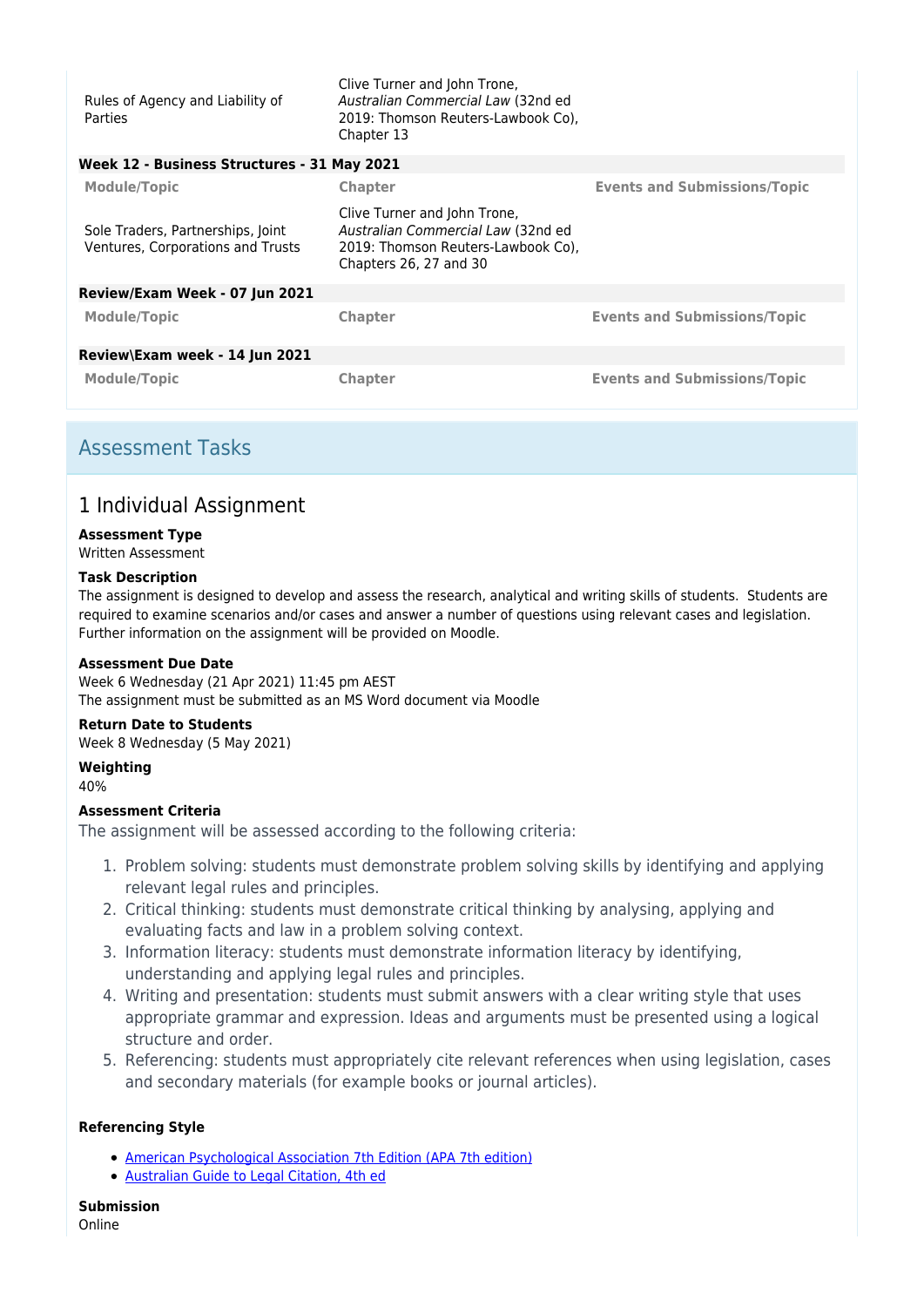| Module/Topic | Chapter | Events and Submissions/Topic |
|---|---|---|
| Rules of Agency and Liability of Parties | Clive Turner and John Trone, *Australian Commercial Law* (32nd ed 2019: Thomson Reuters-Lawbook Co), Chapter 13 | |

**Week 12 - Business Structures - 31 May 2021**

| Module/Topic | Chapter | Events and Submissions/Topic |
|---|---|---|
| Sole Traders, Partnerships, Joint Ventures, Corporations and Trusts | Clive Turner and John Trone, *Australian Commercial Law* (32nd ed 2019: Thomson Reuters-Lawbook Co), Chapters 26, 27 and 30 | |

**Review/Exam Week - 07 Jun 2021**

| Module/Topic | Chapter | Events and Submissions/Topic |
|---|---|---|

**Review\Exam week - 14 Jun 2021**

| Module/Topic | Chapter | Events and Submissions/Topic |
|---|---|---|

## Assessment Tasks

### 1 Individual Assignment

**Assessment Type**
Written Assessment

**Task Description**
The assignment is designed to develop and assess the research, analytical and writing skills of students. Students are required to examine scenarios and/or cases and answer a number of questions using relevant cases and legislation. Further information on the assignment will be provided on Moodle.

**Assessment Due Date**
Week 6 Wednesday (21 Apr 2021) 11:45 pm AEST
The assignment must be submitted as an MS Word document via Moodle

**Return Date to Students**
Week 8 Wednesday (5 May 2021)

**Weighting**
40%

**Assessment Criteria**
The assignment will be assessed according to the following criteria:

1. Problem solving: students must demonstrate problem solving skills by identifying and applying relevant legal rules and principles.
2. Critical thinking: students must demonstrate critical thinking by analysing, applying and evaluating facts and law in a problem solving context.
3. Information literacy: students must demonstrate information literacy by identifying, understanding and applying legal rules and principles.
4. Writing and presentation: students must submit answers with a clear writing style that uses appropriate grammar and expression. Ideas and arguments must be presented using a logical structure and order.
5. Referencing: students must appropriately cite relevant references when using legislation, cases and secondary materials (for example books or journal articles).

**Referencing Style**

- American Psychological Association 7th Edition (APA 7th edition)
- Australian Guide to Legal Citation, 4th ed

**Submission**
Online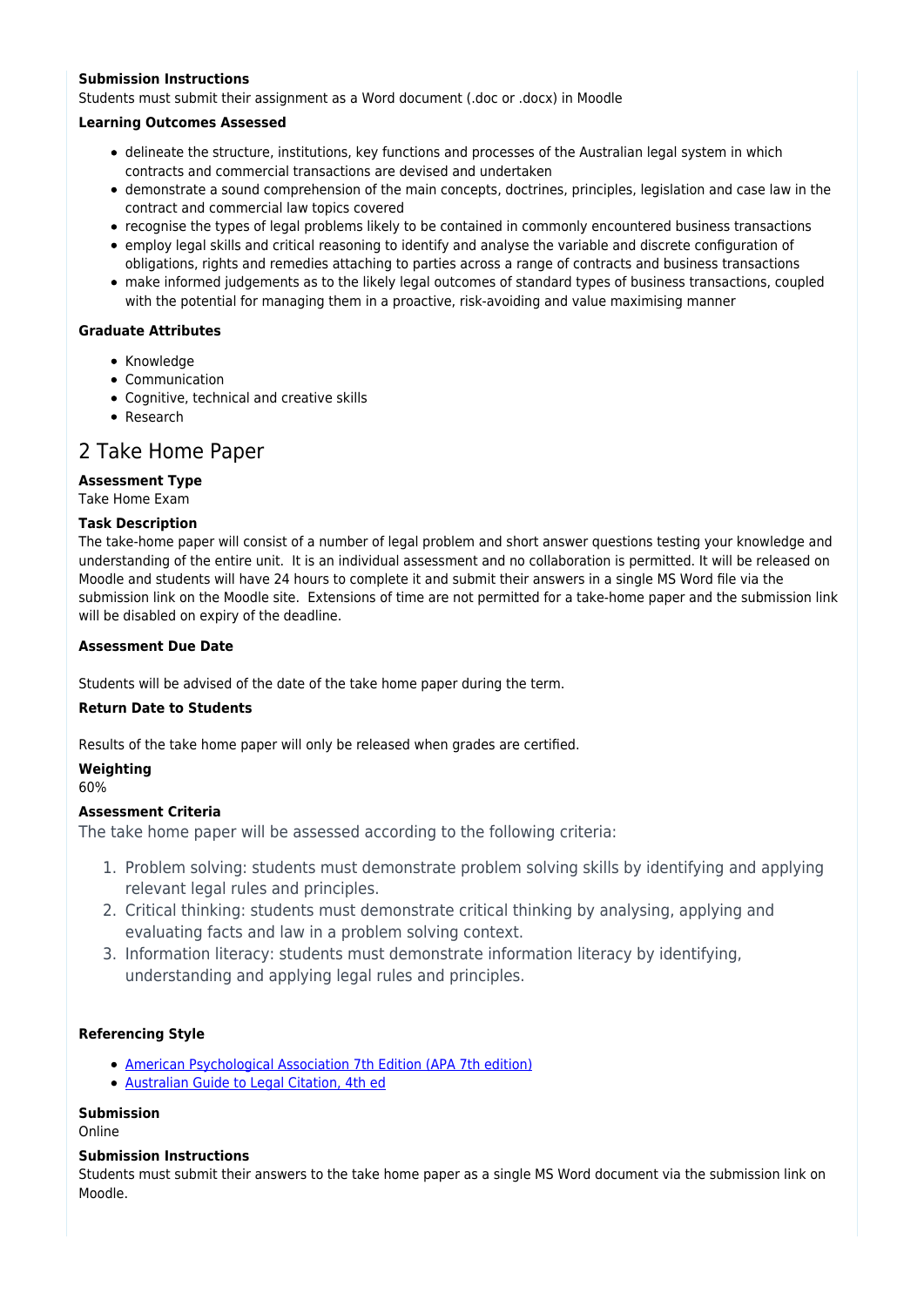**Submission Instructions**

Students must submit their assignment as a Word document (.doc or .docx) in Moodle

**Learning Outcomes Assessed**

- delineate the structure, institutions, key functions and processes of the Australian legal system in which contracts and commercial transactions are devised and undertaken
- demonstrate a sound comprehension of the main concepts, doctrines, principles, legislation and case law in the contract and commercial law topics covered
- recognise the types of legal problems likely to be contained in commonly encountered business transactions
- employ legal skills and critical reasoning to identify and analyse the variable and discrete configuration of obligations, rights and remedies attaching to parties across a range of contracts and business transactions
- make informed judgements as to the likely legal outcomes of standard types of business transactions, coupled with the potential for managing them in a proactive, risk-avoiding and value maximising manner

**Graduate Attributes**

- Knowledge
- Communication
- Cognitive, technical and creative skills
- Research

## 2 Take Home Paper

**Assessment Type**

Take Home Exam

**Task Description**

The take-home paper will consist of a number of legal problem and short answer questions testing your knowledge and understanding of the entire unit. It is an individual assessment and no collaboration is permitted. It will be released on Moodle and students will have 24 hours to complete it and submit their answers in a single MS Word file via the submission link on the Moodle site. Extensions of time are not permitted for a take-home paper and the submission link will be disabled on expiry of the deadline.

**Assessment Due Date**

Students will be advised of the date of the take home paper during the term.

**Return Date to Students**

Results of the take home paper will only be released when grades are certified.

**Weighting**

60%

**Assessment Criteria**

The take home paper will be assessed according to the following criteria:

1. Problem solving: students must demonstrate problem solving skills by identifying and applying relevant legal rules and principles.
2. Critical thinking: students must demonstrate critical thinking by analysing, applying and evaluating facts and law in a problem solving context.
3. Information literacy: students must demonstrate information literacy by identifying, understanding and applying legal rules and principles.

**Referencing Style**

- American Psychological Association 7th Edition (APA 7th edition)
- Australian Guide to Legal Citation, 4th ed

**Submission**

Online

**Submission Instructions**

Students must submit their answers to the take home paper as a single MS Word document via the submission link on Moodle.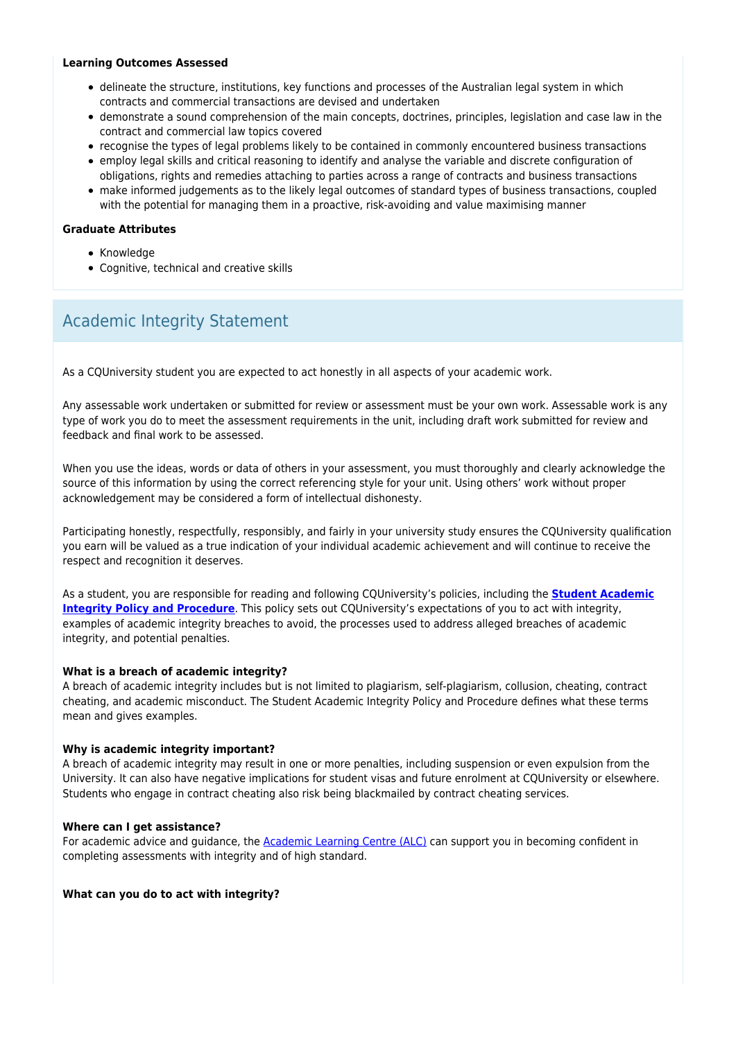**Learning Outcomes Assessed**

- delineate the structure, institutions, key functions and processes of the Australian legal system in which contracts and commercial transactions are devised and undertaken
- demonstrate a sound comprehension of the main concepts, doctrines, principles, legislation and case law in the contract and commercial law topics covered
- recognise the types of legal problems likely to be contained in commonly encountered business transactions
- employ legal skills and critical reasoning to identify and analyse the variable and discrete configuration of obligations, rights and remedies attaching to parties across a range of contracts and business transactions
- make informed judgements as to the likely legal outcomes of standard types of business transactions, coupled with the potential for managing them in a proactive, risk-avoiding and value maximising manner

**Graduate Attributes**

- Knowledge
- Cognitive, technical and creative skills

## Academic Integrity Statement

As a CQUniversity student you are expected to act honestly in all aspects of your academic work.

Any assessable work undertaken or submitted for review or assessment must be your own work. Assessable work is any type of work you do to meet the assessment requirements in the unit, including draft work submitted for review and feedback and final work to be assessed.

When you use the ideas, words or data of others in your assessment, you must thoroughly and clearly acknowledge the source of this information by using the correct referencing style for your unit. Using others' work without proper acknowledgement may be considered a form of intellectual dishonesty.

Participating honestly, respectfully, responsibly, and fairly in your university study ensures the CQUniversity qualification you earn will be valued as a true indication of your individual academic achievement and will continue to receive the respect and recognition it deserves.

As a student, you are responsible for reading and following CQUniversity's policies, including the **Student Academic Integrity Policy and Procedure**. This policy sets out CQUniversity's expectations of you to act with integrity, examples of academic integrity breaches to avoid, the processes used to address alleged breaches of academic integrity, and potential penalties.

**What is a breach of academic integrity?**
A breach of academic integrity includes but is not limited to plagiarism, self-plagiarism, collusion, cheating, contract cheating, and academic misconduct. The Student Academic Integrity Policy and Procedure defines what these terms mean and gives examples.

**Why is academic integrity important?**
A breach of academic integrity may result in one or more penalties, including suspension or even expulsion from the University. It can also have negative implications for student visas and future enrolment at CQUniversity or elsewhere. Students who engage in contract cheating also risk being blackmailed by contract cheating services.

**Where can I get assistance?**
For academic advice and guidance, the Academic Learning Centre (ALC) can support you in becoming confident in completing assessments with integrity and of high standard.

**What can you do to act with integrity?**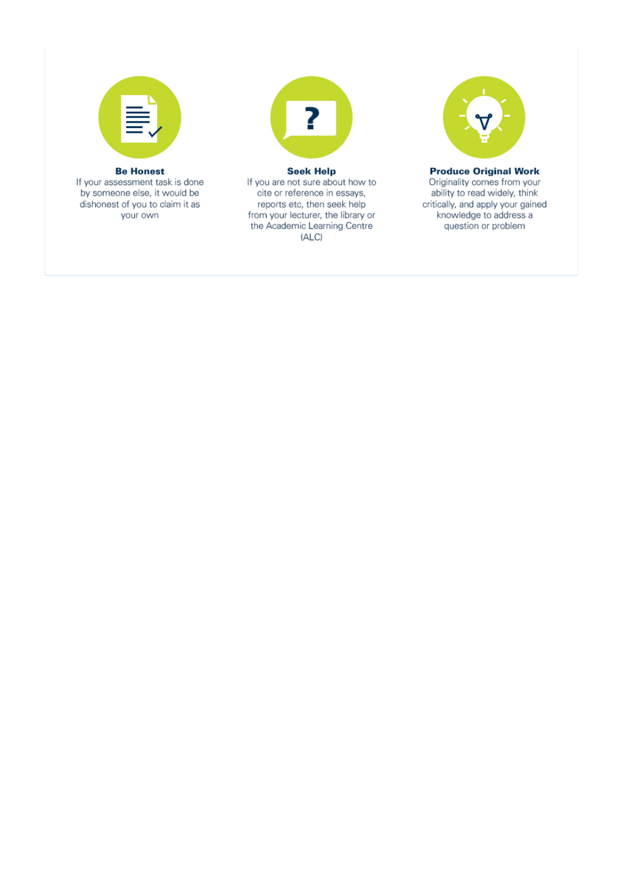**Be Honest**
If your assessment task is done by someone else, it would be dishonest of you to claim it as your own

**Seek Help**
If you are not sure about how to cite or reference in essays, reports etc, then seek help from your lecturer, the library or the Academic Learning Centre (ALC)

**Produce Original Work**
Originality comes from your ability to read widely, think critically, and apply your gained knowledge to address a question or problem